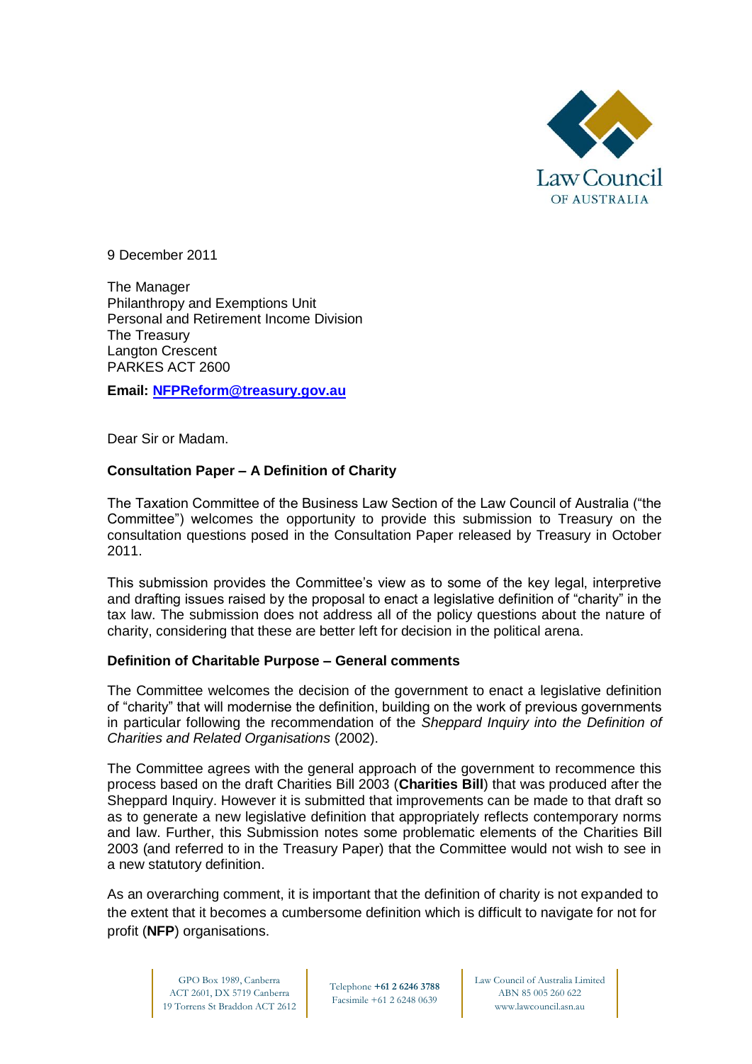Law Council OF AUSTRALIA

9 December 2011

The Manager
Philanthropy and Exemptions Unit
Personal and Retirement Income Division
The Treasury
Langton Crescent
PARKES ACT 2600

**Email: NFPReform@treasury.gov.au**

Dear Sir or Madam.

**Consultation Paper – A Definition of Charity**

The Taxation Committee of the Business Law Section of the Law Council of Australia ("the Committee") welcomes the opportunity to provide this submission to Treasury on the consultation questions posed in the Consultation Paper released by Treasury in October 2011.

This submission provides the Committee's view as to some of the key legal, interpretive and drafting issues raised by the proposal to enact a legislative definition of "charity" in the tax law. The submission does not address all of the policy questions about the nature of charity, considering that these are better left for decision in the political arena.

**Definition of Charitable Purpose – General comments**

The Committee welcomes the decision of the government to enact a legislative definition of "charity" that will modernise the definition, building on the work of previous governments in particular following the recommendation of the *Sheppard Inquiry into the Definition of Charities and Related Organisations* (2002).

The Committee agrees with the general approach of the government to recommence this process based on the draft Charities Bill 2003 (**Charities Bill**) that was produced after the Sheppard Inquiry. However it is submitted that improvements can be made to that draft so as to generate a new legislative definition that appropriately reflects contemporary norms and law. Further, this Submission notes some problematic elements of the Charities Bill 2003 (and referred to in the Treasury Paper) that the Committee would not wish to see in a new statutory definition.

As an overarching comment, it is important that the definition of charity is not expanded to the extent that it becomes a cumbersome definition which is difficult to navigate for not for profit (**NFP**) organisations.

GPO Box 1989, Canberra ACT 2601, DX 5719 Canberra 19 Torrens St Braddon ACT 2612 | Telephone **+61 2 6246 3788** Facsimile +61 2 6248 0639 | Law Council of Australia Limited ABN 85 005 260 622 www.lawcouncil.asn.au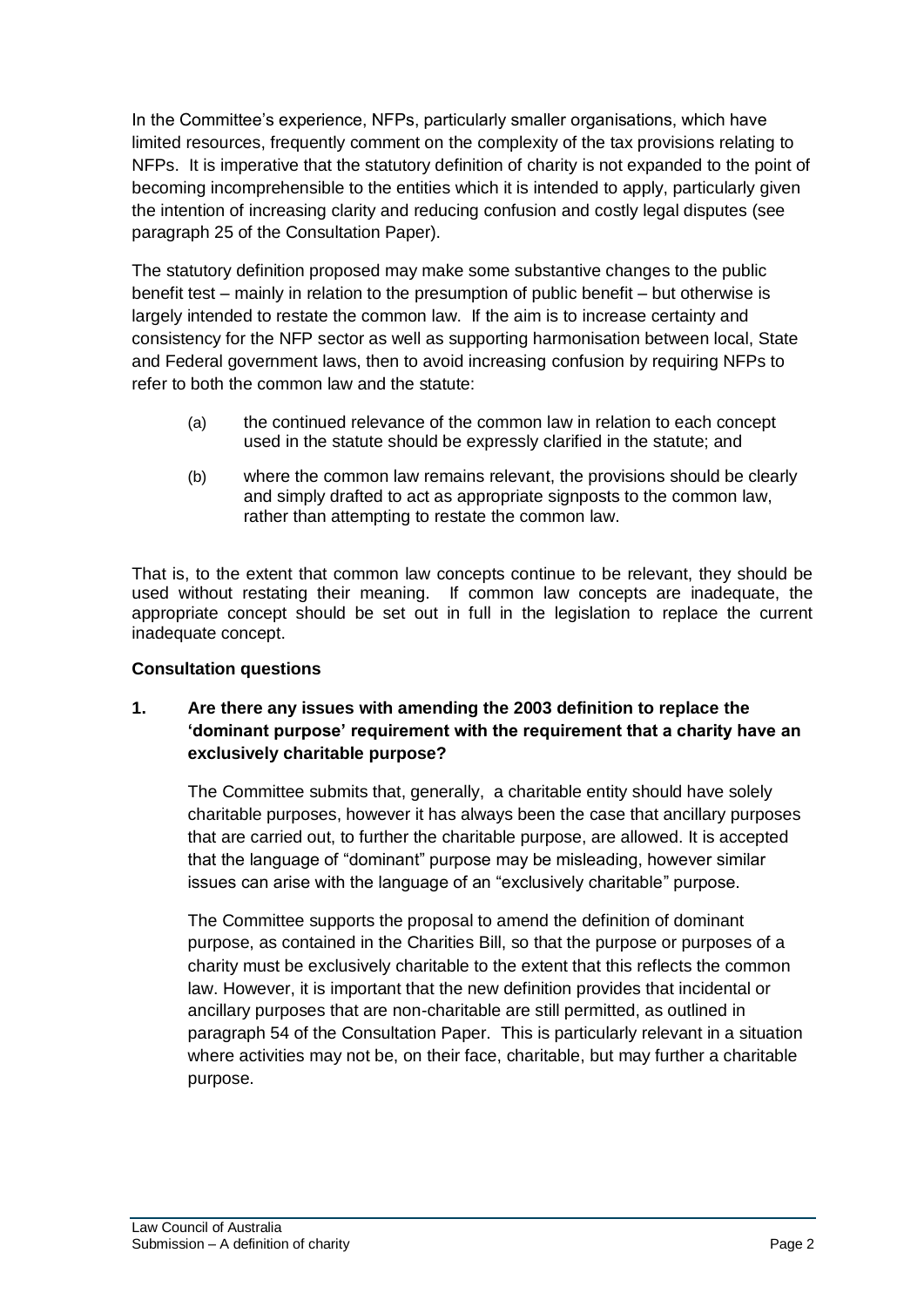In the Committee's experience, NFPs, particularly smaller organisations, which have limited resources, frequently comment on the complexity of the tax provisions relating to NFPs. It is imperative that the statutory definition of charity is not expanded to the point of becoming incomprehensible to the entities which it is intended to apply, particularly given the intention of increasing clarity and reducing confusion and costly legal disputes (see paragraph 25 of the Consultation Paper).

The statutory definition proposed may make some substantive changes to the public benefit test – mainly in relation to the presumption of public benefit – but otherwise is largely intended to restate the common law. If the aim is to increase certainty and consistency for the NFP sector as well as supporting harmonisation between local, State and Federal government laws, then to avoid increasing confusion by requiring NFPs to refer to both the common law and the statute:

(a) the continued relevance of the common law in relation to each concept used in the statute should be expressly clarified in the statute; and

(b) where the common law remains relevant, the provisions should be clearly and simply drafted to act as appropriate signposts to the common law, rather than attempting to restate the common law.

That is, to the extent that common law concepts continue to be relevant, they should be used without restating their meaning. If common law concepts are inadequate, the appropriate concept should be set out in full in the legislation to replace the current inadequate concept.

**Consultation questions**

**1. Are there any issues with amending the 2003 definition to replace the 'dominant purpose' requirement with the requirement that a charity have an exclusively charitable purpose?**

The Committee submits that, generally, a charitable entity should have solely charitable purposes, however it has always been the case that ancillary purposes that are carried out, to further the charitable purpose, are allowed. It is accepted that the language of "dominant" purpose may be misleading, however similar issues can arise with the language of an "exclusively charitable" purpose.

The Committee supports the proposal to amend the definition of dominant purpose, as contained in the Charities Bill, so that the purpose or purposes of a charity must be exclusively charitable to the extent that this reflects the common law. However, it is important that the new definition provides that incidental or ancillary purposes that are non-charitable are still permitted, as outlined in paragraph 54 of the Consultation Paper. This is particularly relevant in a situation where activities may not be, on their face, charitable, but may further a charitable purpose.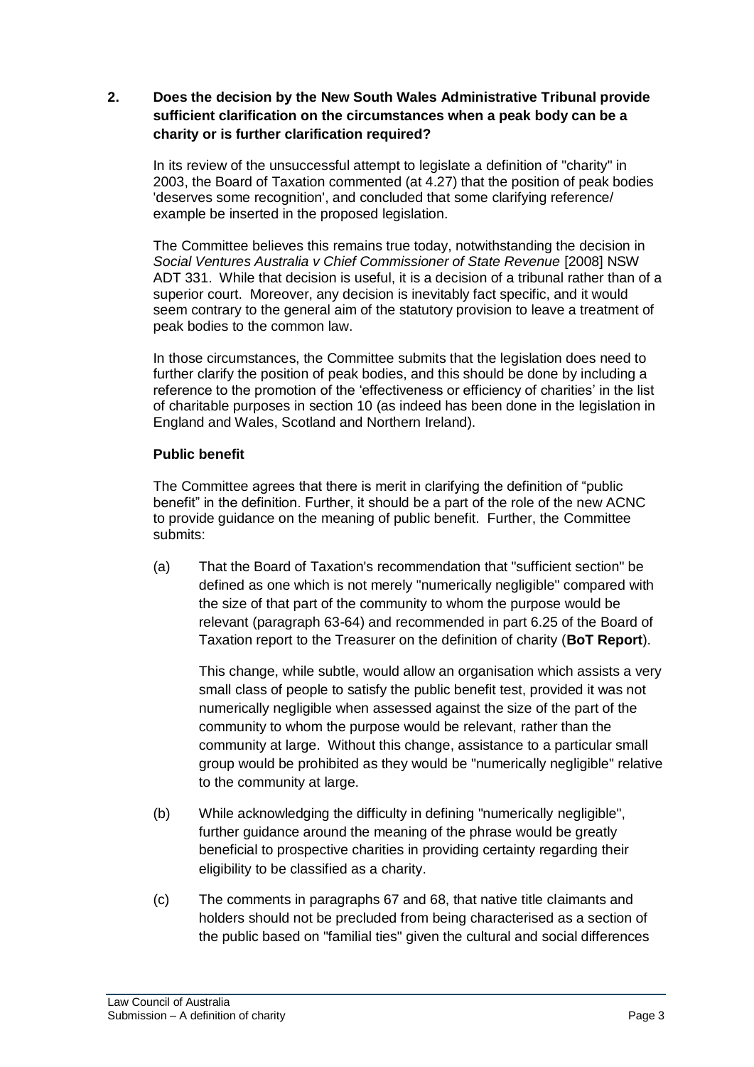**2. Does the decision by the New South Wales Administrative Tribunal provide sufficient clarification on the circumstances when a peak body can be a charity or is further clarification required?**

In its review of the unsuccessful attempt to legislate a definition of "charity" in 2003, the Board of Taxation commented (at 4.27) that the position of peak bodies 'deserves some recognition', and concluded that some clarifying reference/ example be inserted in the proposed legislation.

The Committee believes this remains true today, notwithstanding the decision in *Social Ventures Australia v Chief Commissioner of State Revenue* [2008] NSW ADT 331. While that decision is useful, it is a decision of a tribunal rather than of a superior court. Moreover, any decision is inevitably fact specific, and it would seem contrary to the general aim of the statutory provision to leave a treatment of peak bodies to the common law.

In those circumstances, the Committee submits that the legislation does need to further clarify the position of peak bodies, and this should be done by including a reference to the promotion of the 'effectiveness or efficiency of charities' in the list of charitable purposes in section 10 (as indeed has been done in the legislation in England and Wales, Scotland and Northern Ireland).

**Public benefit**

The Committee agrees that there is merit in clarifying the definition of "public benefit" in the definition. Further, it should be a part of the role of the new ACNC to provide guidance on the meaning of public benefit. Further, the Committee submits:

(a) That the Board of Taxation's recommendation that "sufficient section" be defined as one which is not merely "numerically negligible" compared with the size of that part of the community to whom the purpose would be relevant (paragraph 63-64) and recommended in part 6.25 of the Board of Taxation report to the Treasurer on the definition of charity (**BoT Report**).

This change, while subtle, would allow an organisation which assists a very small class of people to satisfy the public benefit test, provided it was not numerically negligible when assessed against the size of the part of the community to whom the purpose would be relevant, rather than the community at large. Without this change, assistance to a particular small group would be prohibited as they would be "numerically negligible" relative to the community at large.

(b) While acknowledging the difficulty in defining "numerically negligible", further guidance around the meaning of the phrase would be greatly beneficial to prospective charities in providing certainty regarding their eligibility to be classified as a charity.

(c) The comments in paragraphs 67 and 68, that native title claimants and holders should not be precluded from being characterised as a section of the public based on "familial ties" given the cultural and social differences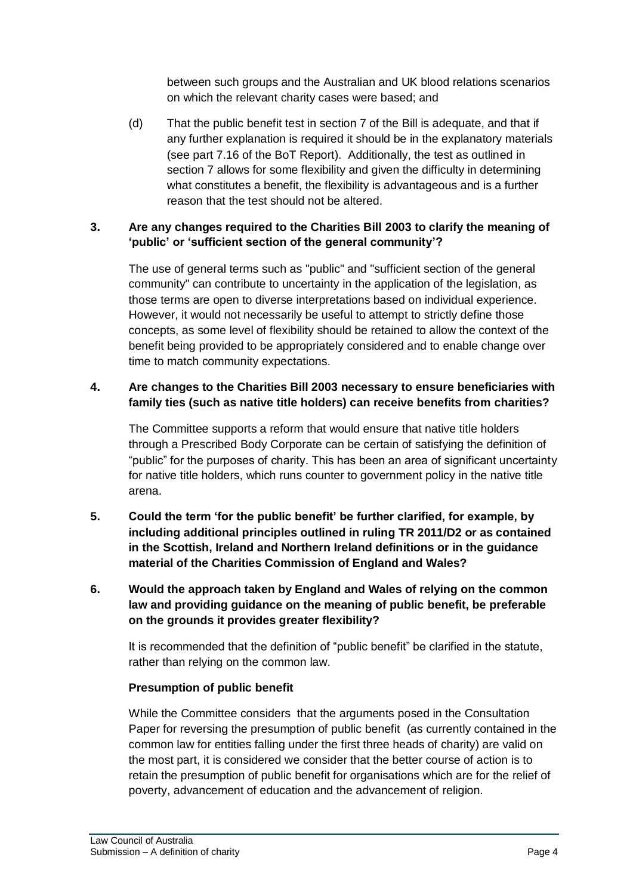between such groups and the Australian and UK blood relations scenarios on which the relevant charity cases were based; and

(d) That the public benefit test in section 7 of the Bill is adequate, and that if any further explanation is required it should be in the explanatory materials (see part 7.16 of the BoT Report). Additionally, the test as outlined in section 7 allows for some flexibility and given the difficulty in determining what constitutes a benefit, the flexibility is advantageous and is a further reason that the test should not be altered.

**3. Are any changes required to the Charities Bill 2003 to clarify the meaning of 'public' or 'sufficient section of the general community'?**

The use of general terms such as "public" and "sufficient section of the general community" can contribute to uncertainty in the application of the legislation, as those terms are open to diverse interpretations based on individual experience. However, it would not necessarily be useful to attempt to strictly define those concepts, as some level of flexibility should be retained to allow the context of the benefit being provided to be appropriately considered and to enable change over time to match community expectations.

**4. Are changes to the Charities Bill 2003 necessary to ensure beneficiaries with family ties (such as native title holders) can receive benefits from charities?**

The Committee supports a reform that would ensure that native title holders through a Prescribed Body Corporate can be certain of satisfying the definition of "public" for the purposes of charity. This has been an area of significant uncertainty for native title holders, which runs counter to government policy in the native title arena.

**5. Could the term 'for the public benefit' be further clarified, for example, by including additional principles outlined in ruling TR 2011/D2 or as contained in the Scottish, Ireland and Northern Ireland definitions or in the guidance material of the Charities Commission of England and Wales?**

**6. Would the approach taken by England and Wales of relying on the common law and providing guidance on the meaning of public benefit, be preferable on the grounds it provides greater flexibility?**

It is recommended that the definition of "public benefit" be clarified in the statute, rather than relying on the common law.

**Presumption of public benefit**

While the Committee considers that the arguments posed in the Consultation Paper for reversing the presumption of public benefit (as currently contained in the common law for entities falling under the first three heads of charity) are valid on the most part, it is considered we consider that the better course of action is to retain the presumption of public benefit for organisations which are for the relief of poverty, advancement of education and the advancement of religion.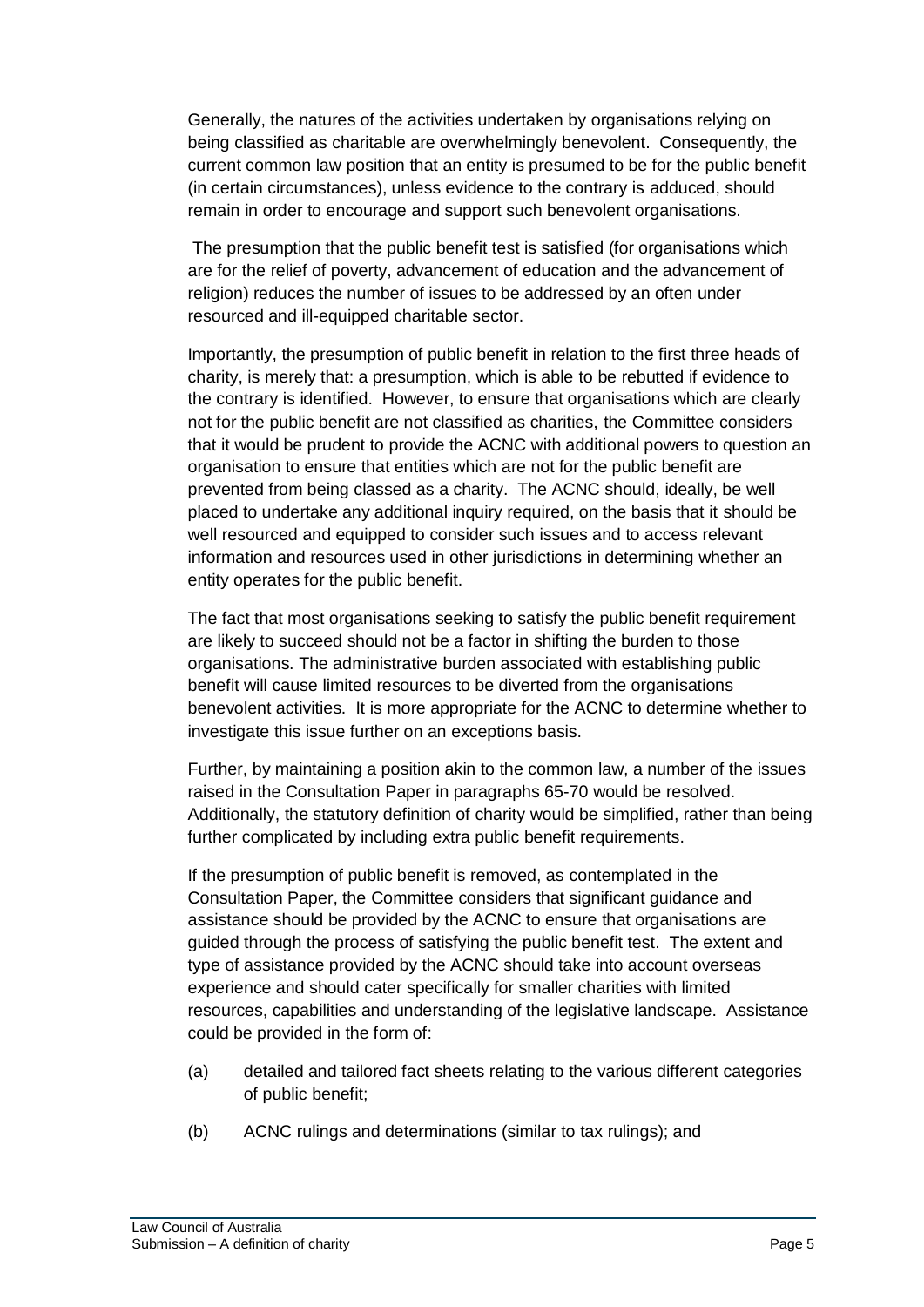Generally, the natures of the activities undertaken by organisations relying on being classified as charitable are overwhelmingly benevolent. Consequently, the current common law position that an entity is presumed to be for the public benefit (in certain circumstances), unless evidence to the contrary is adduced, should remain in order to encourage and support such benevolent organisations.

The presumption that the public benefit test is satisfied (for organisations which are for the relief of poverty, advancement of education and the advancement of religion) reduces the number of issues to be addressed by an often under resourced and ill-equipped charitable sector.

Importantly, the presumption of public benefit in relation to the first three heads of charity, is merely that: a presumption, which is able to be rebutted if evidence to the contrary is identified. However, to ensure that organisations which are clearly not for the public benefit are not classified as charities, the Committee considers that it would be prudent to provide the ACNC with additional powers to question an organisation to ensure that entities which are not for the public benefit are prevented from being classed as a charity. The ACNC should, ideally, be well placed to undertake any additional inquiry required, on the basis that it should be well resourced and equipped to consider such issues and to access relevant information and resources used in other jurisdictions in determining whether an entity operates for the public benefit.

The fact that most organisations seeking to satisfy the public benefit requirement are likely to succeed should not be a factor in shifting the burden to those organisations. The administrative burden associated with establishing public benefit will cause limited resources to be diverted from the organisations benevolent activities. It is more appropriate for the ACNC to determine whether to investigate this issue further on an exceptions basis.

Further, by maintaining a position akin to the common law, a number of the issues raised in the Consultation Paper in paragraphs 65-70 would be resolved. Additionally, the statutory definition of charity would be simplified, rather than being further complicated by including extra public benefit requirements.

If the presumption of public benefit is removed, as contemplated in the Consultation Paper, the Committee considers that significant guidance and assistance should be provided by the ACNC to ensure that organisations are guided through the process of satisfying the public benefit test. The extent and type of assistance provided by the ACNC should take into account overseas experience and should cater specifically for smaller charities with limited resources, capabilities and understanding of the legislative landscape. Assistance could be provided in the form of:

(a) detailed and tailored fact sheets relating to the various different categories of public benefit;

(b) ACNC rulings and determinations (similar to tax rulings); and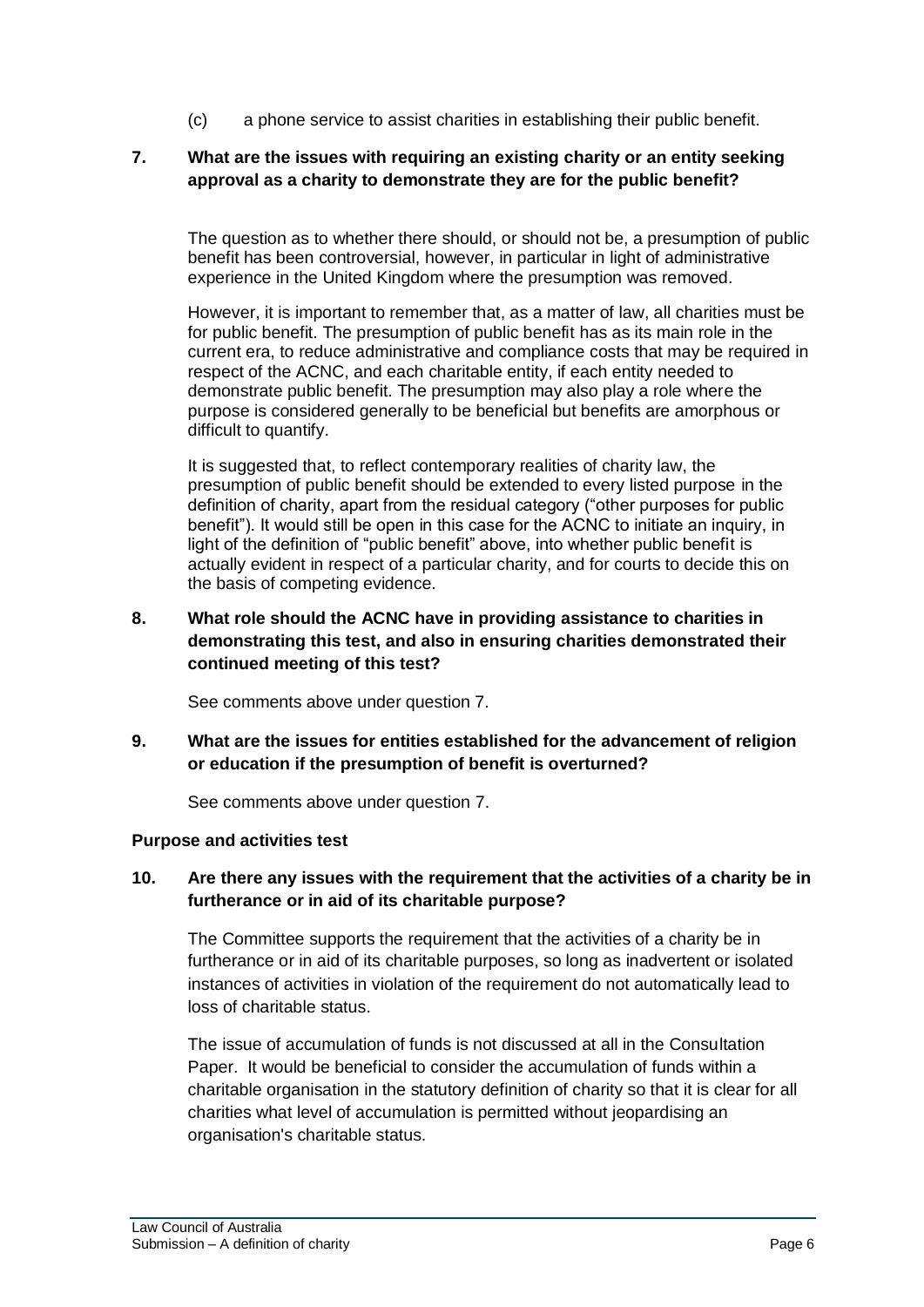(c) a phone service to assist charities in establishing their public benefit.

**7. What are the issues with requiring an existing charity or an entity seeking approval as a charity to demonstrate they are for the public benefit?**

The question as to whether there should, or should not be, a presumption of public benefit has been controversial, however, in particular in light of administrative experience in the United Kingdom where the presumption was removed.

However, it is important to remember that, as a matter of law, all charities must be for public benefit. The presumption of public benefit has as its main role in the current era, to reduce administrative and compliance costs that may be required in respect of the ACNC, and each charitable entity, if each entity needed to demonstrate public benefit. The presumption may also play a role where the purpose is considered generally to be beneficial but benefits are amorphous or difficult to quantify.

It is suggested that, to reflect contemporary realities of charity law, the presumption of public benefit should be extended to every listed purpose in the definition of charity, apart from the residual category ("other purposes for public benefit"). It would still be open in this case for the ACNC to initiate an inquiry, in light of the definition of "public benefit" above, into whether public benefit is actually evident in respect of a particular charity, and for courts to decide this on the basis of competing evidence.

**8. What role should the ACNC have in providing assistance to charities in demonstrating this test, and also in ensuring charities demonstrated their continued meeting of this test?**

See comments above under question 7.

**9. What are the issues for entities established for the advancement of religion or education if the presumption of benefit is overturned?**

See comments above under question 7.

**Purpose and activities test**

**10. Are there any issues with the requirement that the activities of a charity be in furtherance or in aid of its charitable purpose?**

The Committee supports the requirement that the activities of a charity be in furtherance or in aid of its charitable purposes, so long as inadvertent or isolated instances of activities in violation of the requirement do not automatically lead to loss of charitable status.

The issue of accumulation of funds is not discussed at all in the Consultation Paper. It would be beneficial to consider the accumulation of funds within a charitable organisation in the statutory definition of charity so that it is clear for all charities what level of accumulation is permitted without jeopardising an organisation's charitable status.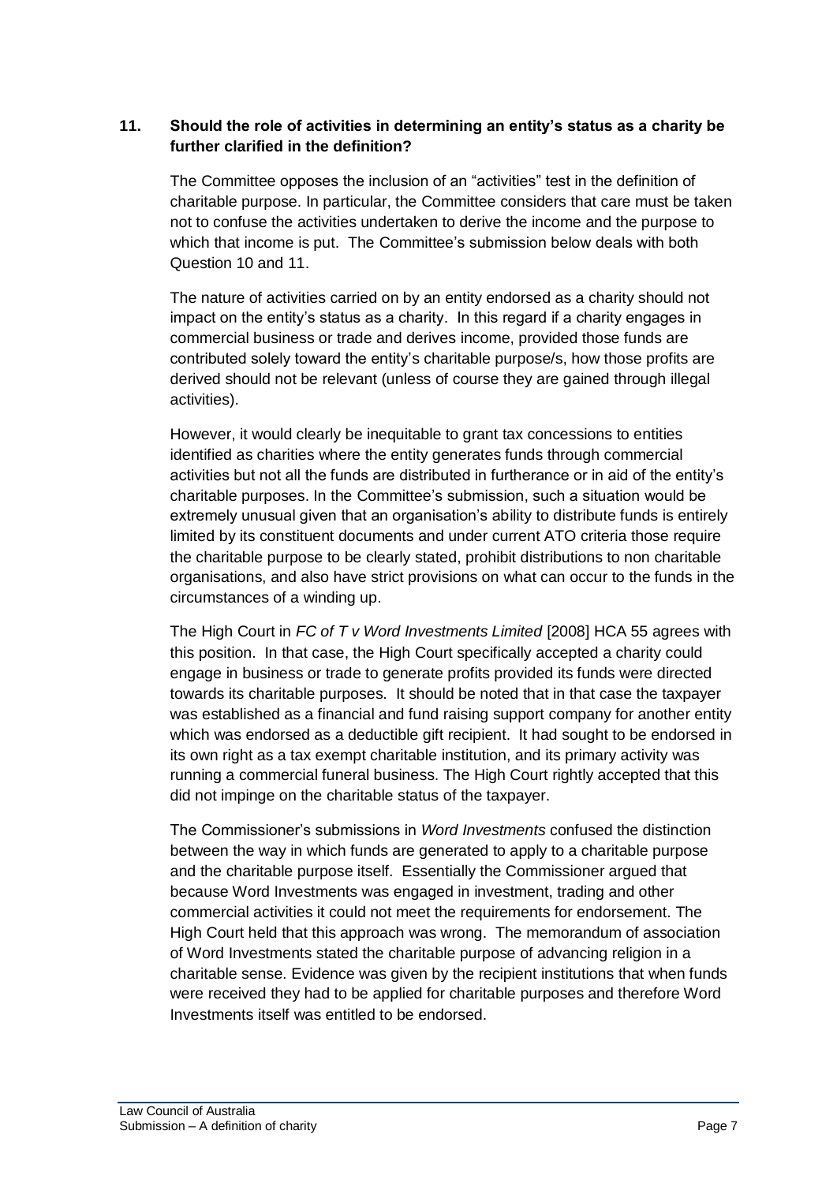### 11. Should the role of activities in determining an entity's status as a charity be further clarified in the definition?

The Committee opposes the inclusion of an "activities" test in the definition of charitable purpose. In particular, the Committee considers that care must be taken not to confuse the activities undertaken to derive the income and the purpose to which that income is put. The Committee's submission below deals with both Question 10 and 11.

The nature of activities carried on by an entity endorsed as a charity should not impact on the entity's status as a charity. In this regard if a charity engages in commercial business or trade and derives income, provided those funds are contributed solely toward the entity's charitable purpose/s, how those profits are derived should not be relevant (unless of course they are gained through illegal activities).

However, it would clearly be inequitable to grant tax concessions to entities identified as charities where the entity generates funds through commercial activities but not all the funds are distributed in furtherance or in aid of the entity's charitable purposes. In the Committee's submission, such a situation would be extremely unusual given that an organisation's ability to distribute funds is entirely limited by its constituent documents and under current ATO criteria those require the charitable purpose to be clearly stated, prohibit distributions to non charitable organisations, and also have strict provisions on what can occur to the funds in the circumstances of a winding up.

The High Court in *FC of T v Word Investments Limited* [2008] HCA 55 agrees with this position. In that case, the High Court specifically accepted a charity could engage in business or trade to generate profits provided its funds were directed towards its charitable purposes. It should be noted that in that case the taxpayer was established as a financial and fund raising support company for another entity which was endorsed as a deductible gift recipient. It had sought to be endorsed in its own right as a tax exempt charitable institution, and its primary activity was running a commercial funeral business. The High Court rightly accepted that this did not impinge on the charitable status of the taxpayer.

The Commissioner's submissions in *Word Investments* confused the distinction between the way in which funds are generated to apply to a charitable purpose and the charitable purpose itself. Essentially the Commissioner argued that because Word Investments was engaged in investment, trading and other commercial activities it could not meet the requirements for endorsement. The High Court held that this approach was wrong. The memorandum of association of Word Investments stated the charitable purpose of advancing religion in a charitable sense. Evidence was given by the recipient institutions that when funds were received they had to be applied for charitable purposes and therefore Word Investments itself was entitled to be endorsed.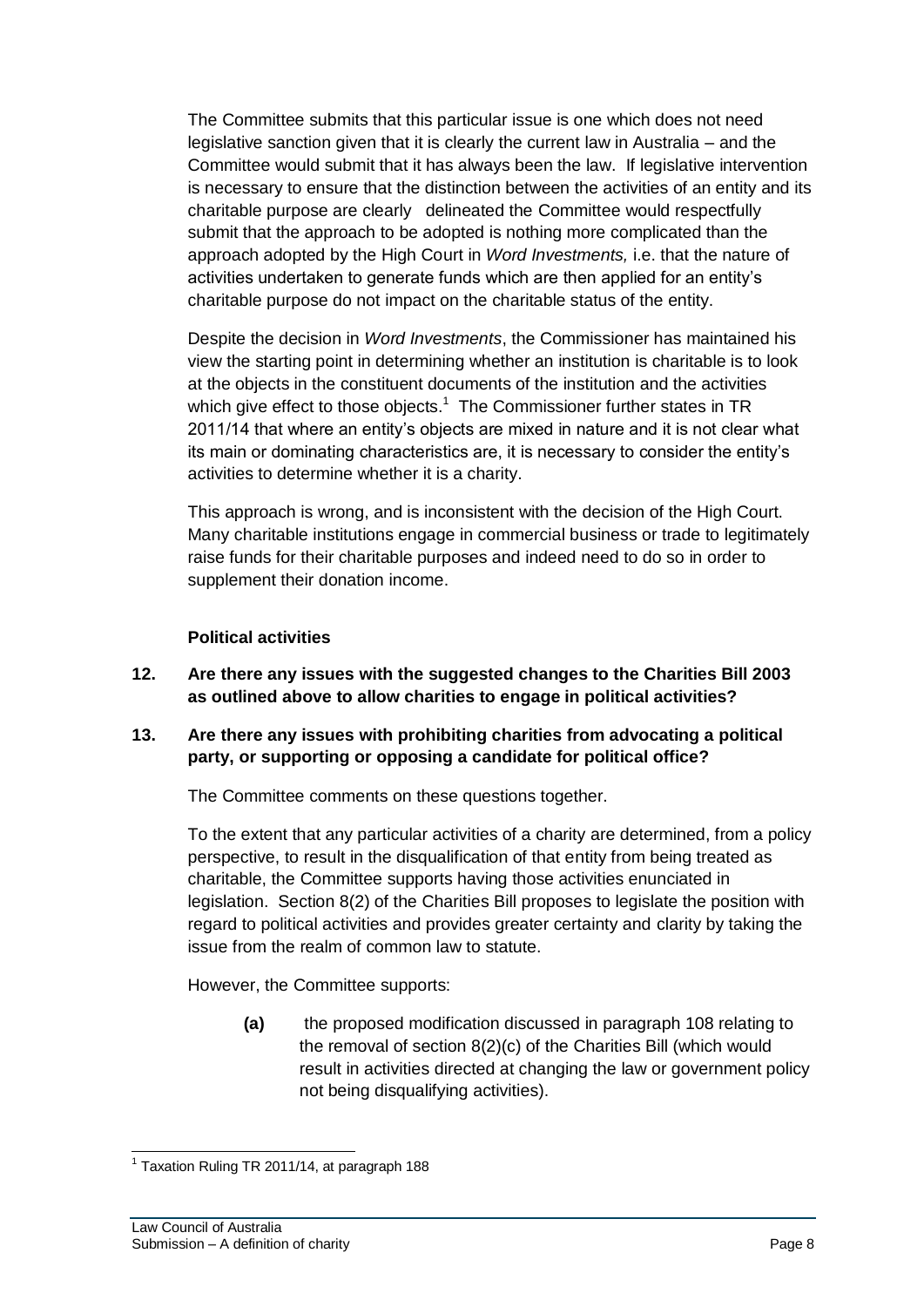The Committee submits that this particular issue is one which does not need legislative sanction given that it is clearly the current law in Australia – and the Committee would submit that it has always been the law. If legislative intervention is necessary to ensure that the distinction between the activities of an entity and its charitable purpose are clearly delineated the Committee would respectfully submit that the approach to be adopted is nothing more complicated than the approach adopted by the High Court in *Word Investments,* i.e. that the nature of activities undertaken to generate funds which are then applied for an entity's charitable purpose do not impact on the charitable status of the entity.

Despite the decision in *Word Investments*, the Commissioner has maintained his view the starting point in determining whether an institution is charitable is to look at the objects in the constituent documents of the institution and the activities which give effect to those objects.[1] The Commissioner further states in TR 2011/14 that where an entity's objects are mixed in nature and it is not clear what its main or dominating characteristics are, it is necessary to consider the entity's activities to determine whether it is a charity.

This approach is wrong, and is inconsistent with the decision of the High Court. Many charitable institutions engage in commercial business or trade to legitimately raise funds for their charitable purposes and indeed need to do so in order to supplement their donation income.

**Political activities**

**12. Are there any issues with the suggested changes to the Charities Bill 2003 as outlined above to allow charities to engage in political activities?**

**13. Are there any issues with prohibiting charities from advocating a political party, or supporting or opposing a candidate for political office?**

The Committee comments on these questions together.

To the extent that any particular activities of a charity are determined, from a policy perspective, to result in the disqualification of that entity from being treated as charitable, the Committee supports having those activities enunciated in legislation. Section 8(2) of the Charities Bill proposes to legislate the position with regard to political activities and provides greater certainty and clarity by taking the issue from the realm of common law to statute.

However, the Committee supports:

**(a)** the proposed modification discussed in paragraph 108 relating to the removal of section 8(2)(c) of the Charities Bill (which would result in activities directed at changing the law or government policy not being disqualifying activities).

---

[1] Taxation Ruling TR 2011/14, at paragraph 188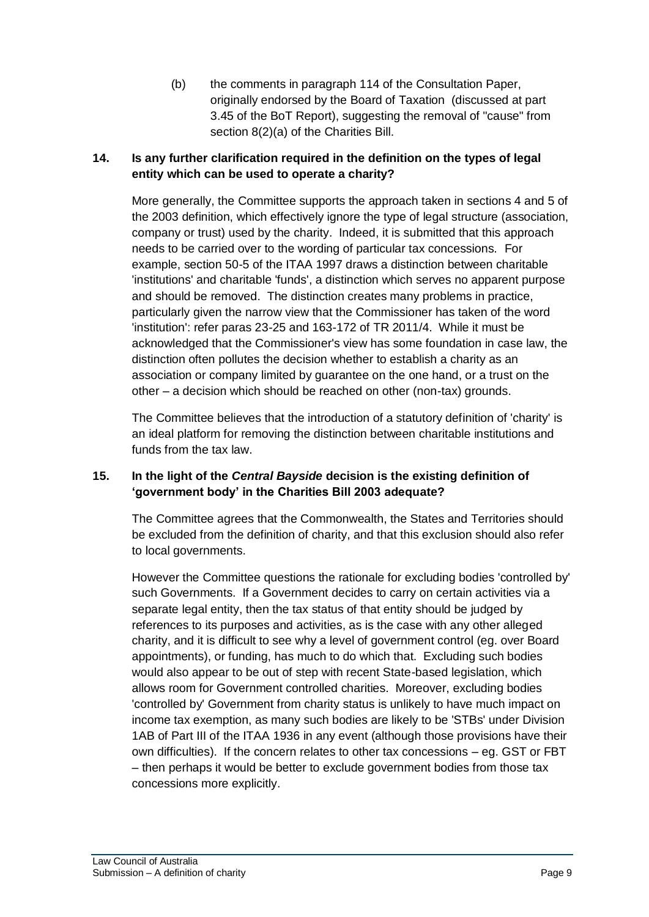(b) the comments in paragraph 114 of the Consultation Paper, originally endorsed by the Board of Taxation (discussed at part 3.45 of the BoT Report), suggesting the removal of "cause" from section 8(2)(a) of the Charities Bill.

### 14. Is any further clarification required in the definition on the types of legal entity which can be used to operate a charity?

More generally, the Committee supports the approach taken in sections 4 and 5 of the 2003 definition, which effectively ignore the type of legal structure (association, company or trust) used by the charity. Indeed, it is submitted that this approach needs to be carried over to the wording of particular tax concessions. For example, section 50-5 of the ITAA 1997 draws a distinction between charitable 'institutions' and charitable 'funds', a distinction which serves no apparent purpose and should be removed. The distinction creates many problems in practice, particularly given the narrow view that the Commissioner has taken of the word 'institution': refer paras 23-25 and 163-172 of TR 2011/4. While it must be acknowledged that the Commissioner's view has some foundation in case law, the distinction often pollutes the decision whether to establish a charity as an association or company limited by guarantee on the one hand, or a trust on the other – a decision which should be reached on other (non-tax) grounds.

The Committee believes that the introduction of a statutory definition of 'charity' is an ideal platform for removing the distinction between charitable institutions and funds from the tax law.

### 15. In the light of the *Central Bayside* decision is the existing definition of 'government body' in the Charities Bill 2003 adequate?

The Committee agrees that the Commonwealth, the States and Territories should be excluded from the definition of charity, and that this exclusion should also refer to local governments.

However the Committee questions the rationale for excluding bodies 'controlled by' such Governments. If a Government decides to carry on certain activities via a separate legal entity, then the tax status of that entity should be judged by references to its purposes and activities, as is the case with any other alleged charity, and it is difficult to see why a level of government control (eg. over Board appointments), or funding, has much to do which that. Excluding such bodies would also appear to be out of step with recent State-based legislation, which allows room for Government controlled charities. Moreover, excluding bodies 'controlled by' Government from charity status is unlikely to have much impact on income tax exemption, as many such bodies are likely to be 'STBs' under Division 1AB of Part III of the ITAA 1936 in any event (although those provisions have their own difficulties). If the concern relates to other tax concessions – eg. GST or FBT – then perhaps it would be better to exclude government bodies from those tax concessions more explicitly.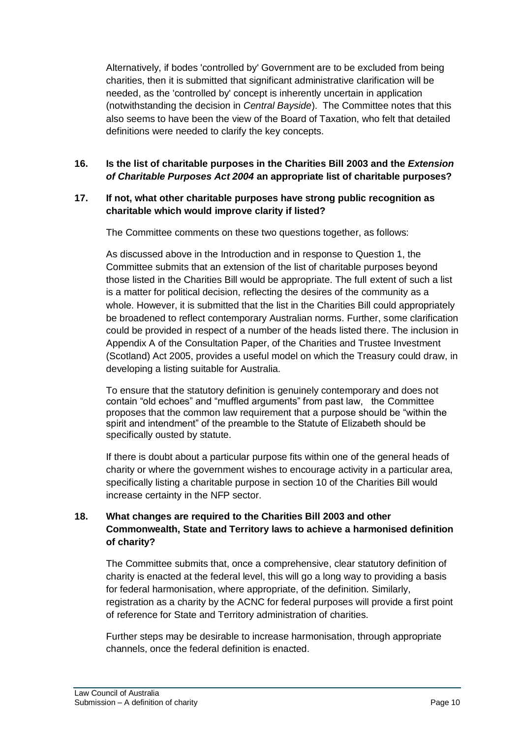Alternatively, if bodes 'controlled by' Government are to be excluded from being charities, then it is submitted that significant administrative clarification will be needed, as the 'controlled by' concept is inherently uncertain in application (notwithstanding the decision in *Central Bayside*). The Committee notes that this also seems to have been the view of the Board of Taxation, who felt that detailed definitions were needed to clarify the key concepts.

**16. Is the list of charitable purposes in the Charities Bill 2003 and the *Extension of Charitable Purposes Act 2004* an appropriate list of charitable purposes?**

**17. If not, what other charitable purposes have strong public recognition as charitable which would improve clarity if listed?**

The Committee comments on these two questions together, as follows:

As discussed above in the Introduction and in response to Question 1, the Committee submits that an extension of the list of charitable purposes beyond those listed in the Charities Bill would be appropriate. The full extent of such a list is a matter for political decision, reflecting the desires of the community as a whole. However, it is submitted that the list in the Charities Bill could appropriately be broadened to reflect contemporary Australian norms. Further, some clarification could be provided in respect of a number of the heads listed there. The inclusion in Appendix A of the Consultation Paper, of the Charities and Trustee Investment (Scotland) Act 2005, provides a useful model on which the Treasury could draw, in developing a listing suitable for Australia.

To ensure that the statutory definition is genuinely contemporary and does not contain "old echoes" and "muffled arguments" from past law, the Committee proposes that the common law requirement that a purpose should be "within the spirit and intendment" of the preamble to the Statute of Elizabeth should be specifically ousted by statute.

If there is doubt about a particular purpose fits within one of the general heads of charity or where the government wishes to encourage activity in a particular area, specifically listing a charitable purpose in section 10 of the Charities Bill would increase certainty in the NFP sector.

**18. What changes are required to the Charities Bill 2003 and other Commonwealth, State and Territory laws to achieve a harmonised definition of charity?**

The Committee submits that, once a comprehensive, clear statutory definition of charity is enacted at the federal level, this will go a long way to providing a basis for federal harmonisation, where appropriate, of the definition. Similarly, registration as a charity by the ACNC for federal purposes will provide a first point of reference for State and Territory administration of charities.

Further steps may be desirable to increase harmonisation, through appropriate channels, once the federal definition is enacted.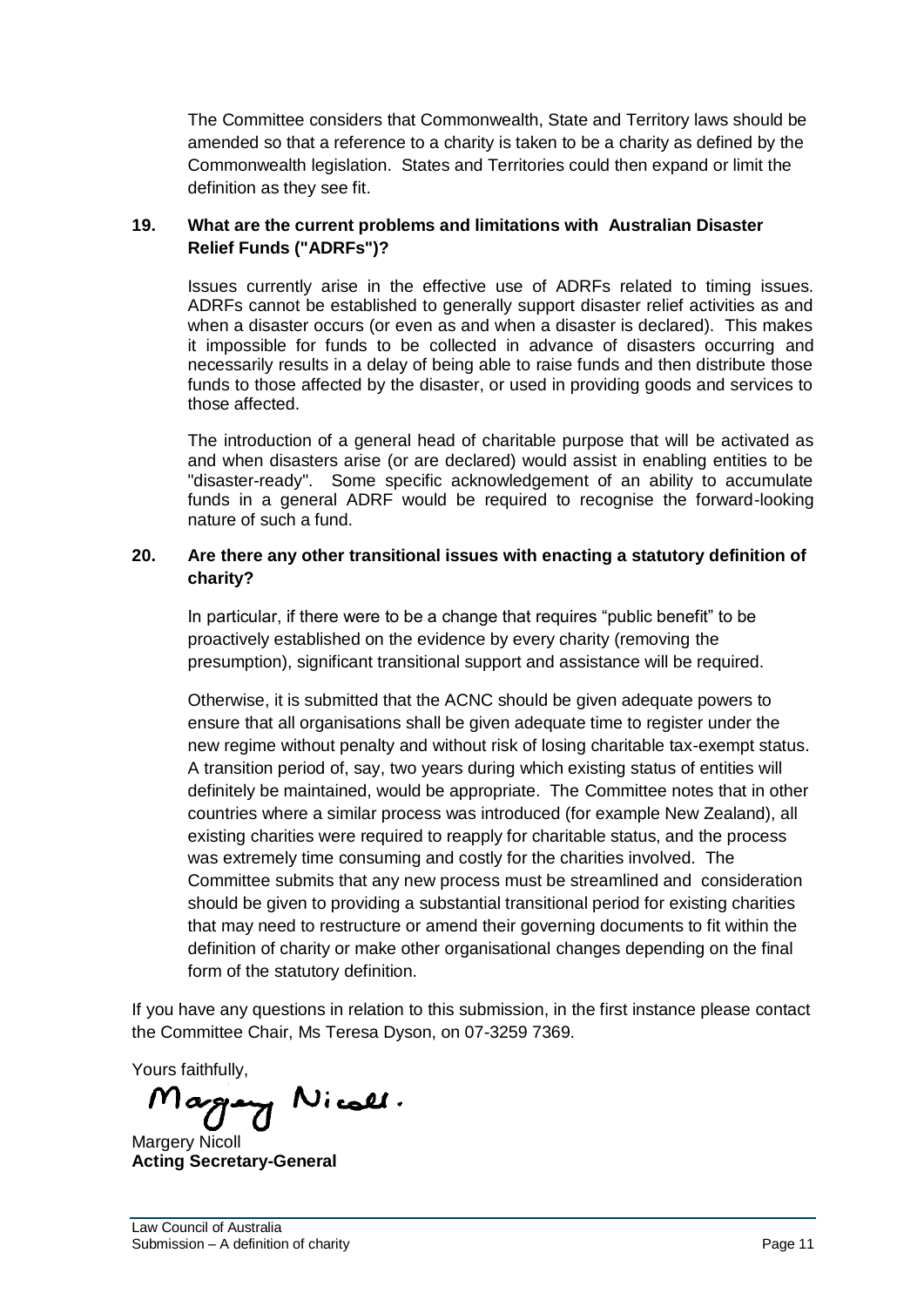The Committee considers that Commonwealth, State and Territory laws should be amended so that a reference to a charity is taken to be a charity as defined by the Commonwealth legislation. States and Territories could then expand or limit the definition as they see fit.

### 19. What are the current problems and limitations with Australian Disaster Relief Funds ("ADRFs")?

Issues currently arise in the effective use of ADRFs related to timing issues. ADRFs cannot be established to generally support disaster relief activities as and when a disaster occurs (or even as and when a disaster is declared). This makes it impossible for funds to be collected in advance of disasters occurring and necessarily results in a delay of being able to raise funds and then distribute those funds to those affected by the disaster, or used in providing goods and services to those affected.

The introduction of a general head of charitable purpose that will be activated as and when disasters arise (or are declared) would assist in enabling entities to be "disaster-ready". Some specific acknowledgement of an ability to accumulate funds in a general ADRF would be required to recognise the forward-looking nature of such a fund.

### 20. Are there any other transitional issues with enacting a statutory definition of charity?

In particular, if there were to be a change that requires "public benefit" to be proactively established on the evidence by every charity (removing the presumption), significant transitional support and assistance will be required.

Otherwise, it is submitted that the ACNC should be given adequate powers to ensure that all organisations shall be given adequate time to register under the new regime without penalty and without risk of losing charitable tax-exempt status. A transition period of, say, two years during which existing status of entities will definitely be maintained, would be appropriate. The Committee notes that in other countries where a similar process was introduced (for example New Zealand), all existing charities were required to reapply for charitable status, and the process was extremely time consuming and costly for the charities involved. The Committee submits that any new process must be streamlined and consideration should be given to providing a substantial transitional period for existing charities that may need to restructure or amend their governing documents to fit within the definition of charity or make other organisational changes depending on the final form of the statutory definition.

If you have any questions in relation to this submission, in the first instance please contact the Committee Chair, Ms Teresa Dyson, on 07-3259 7369.

Yours faithfully,

Margery Nicoll

Margery Nicoll
**Acting Secretary-General**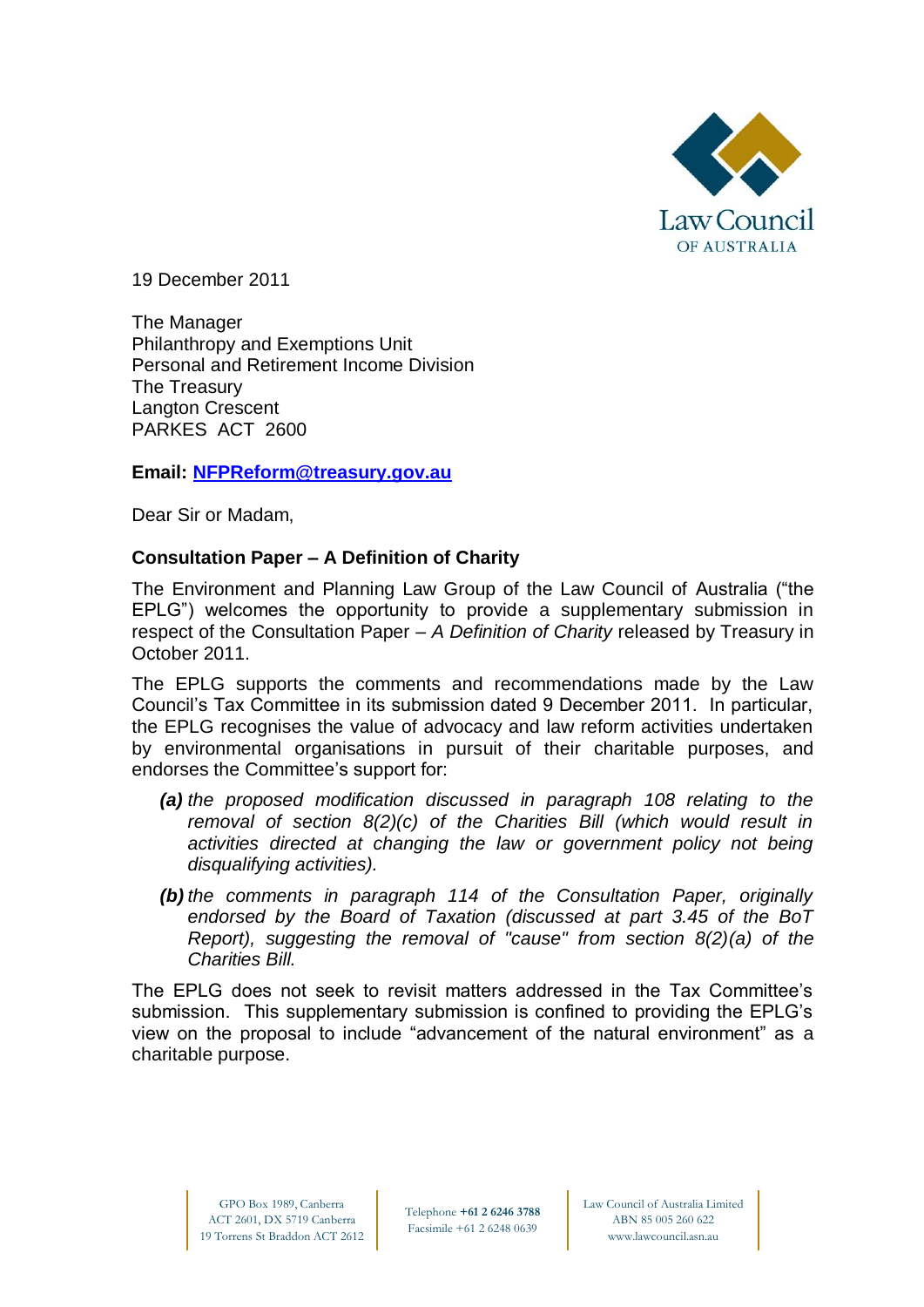19 December 2011

The Manager
Philanthropy and Exemptions Unit
Personal and Retirement Income Division
The Treasury
Langton Crescent
PARKES ACT 2600

**Email: [NFPReform@treasury.gov.au](mailto:NFPReform@treasury.gov.au)**

Dear Sir or Madam,

**Consultation Paper – A Definition of Charity**

The Environment and Planning Law Group of the Law Council of Australia ("the EPLG") welcomes the opportunity to provide a supplementary submission in respect of the Consultation Paper – *A Definition of Charity* released by Treasury in October 2011.

The EPLG supports the comments and recommendations made by the Law Council's Tax Committee in its submission dated 9 December 2011. In particular, the EPLG recognises the value of advocacy and law reform activities undertaken by environmental organisations in pursuit of their charitable purposes, and endorses the Committee's support for:

***(a)*** *the proposed modification discussed in paragraph 108 relating to the removal of section 8(2)(c) of the Charities Bill (which would result in activities directed at changing the law or government policy not being disqualifying activities).*

***(b)*** *the comments in paragraph 114 of the Consultation Paper, originally endorsed by the Board of Taxation (discussed at part 3.45 of the BoT Report), suggesting the removal of "cause" from section 8(2)(a) of the Charities Bill.*

The EPLG does not seek to revisit matters addressed in the Tax Committee's submission. This supplementary submission is confined to providing the EPLG's view on the proposal to include "advancement of the natural environment" as a charitable purpose.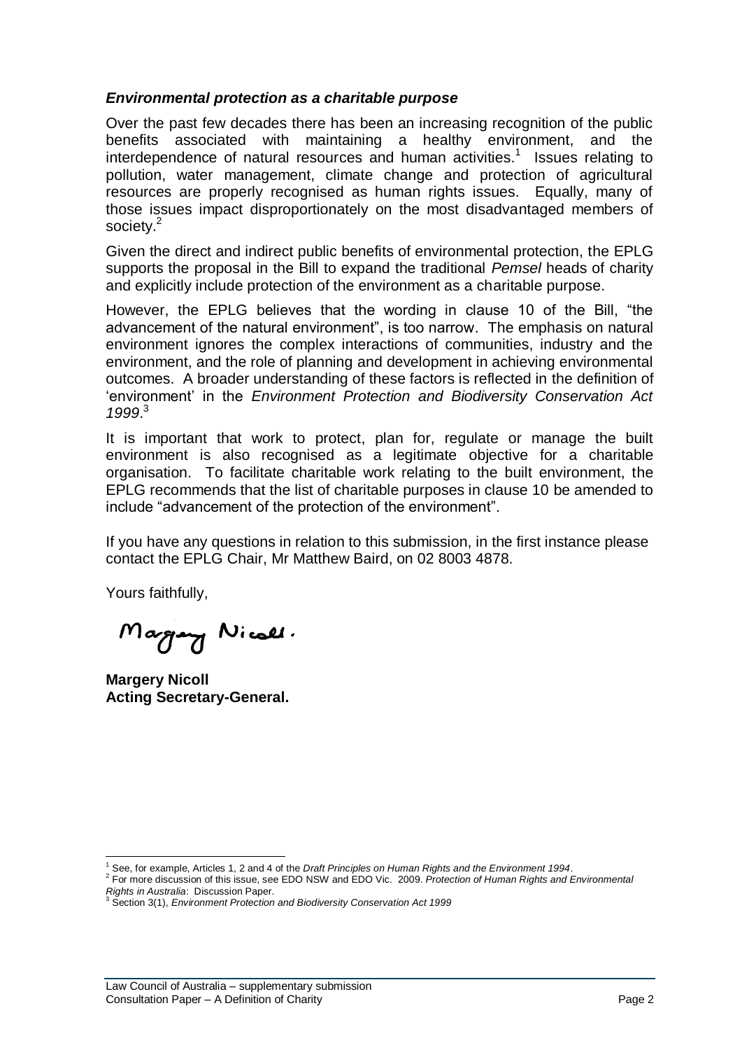### *Environmental protection as a charitable purpose*

Over the past few decades there has been an increasing recognition of the public benefits associated with maintaining a healthy environment, and the interdependence of natural resources and human activities.[1] Issues relating to pollution, water management, climate change and protection of agricultural resources are properly recognised as human rights issues. Equally, many of those issues impact disproportionately on the most disadvantaged members of society.[2]

Given the direct and indirect public benefits of environmental protection, the EPLG supports the proposal in the Bill to expand the traditional *Pemsel* heads of charity and explicitly include protection of the environment as a charitable purpose.

However, the EPLG believes that the wording in clause 10 of the Bill, "the advancement of the natural environment", is too narrow. The emphasis on natural environment ignores the complex interactions of communities, industry and the environment, and the role of planning and development in achieving environmental outcomes. A broader understanding of these factors is reflected in the definition of 'environment' in the *Environment Protection and Biodiversity Conservation Act 1999*.[3]

It is important that work to protect, plan for, regulate or manage the built environment is also recognised as a legitimate objective for a charitable organisation. To facilitate charitable work relating to the built environment, the EPLG recommends that the list of charitable purposes in clause 10 be amended to include "advancement of the protection of the environment".

If you have any questions in relation to this submission, in the first instance please contact the EPLG Chair, Mr Matthew Baird, on 02 8003 4878.

Yours faithfully,

Margery Nicoll.

**Margery Nicoll**
**Acting Secretary-General.**

---

[1] See, for example, Articles 1, 2 and 4 of the *Draft Principles on Human Rights and the Environment 1994*.

[2] For more discussion of this issue, see EDO NSW and EDO Vic. 2009. *Protection of Human Rights and Environmental Rights in Australia*: Discussion Paper.

[3] Section 3(1), *Environment Protection and Biodiversity Conservation Act 1999*